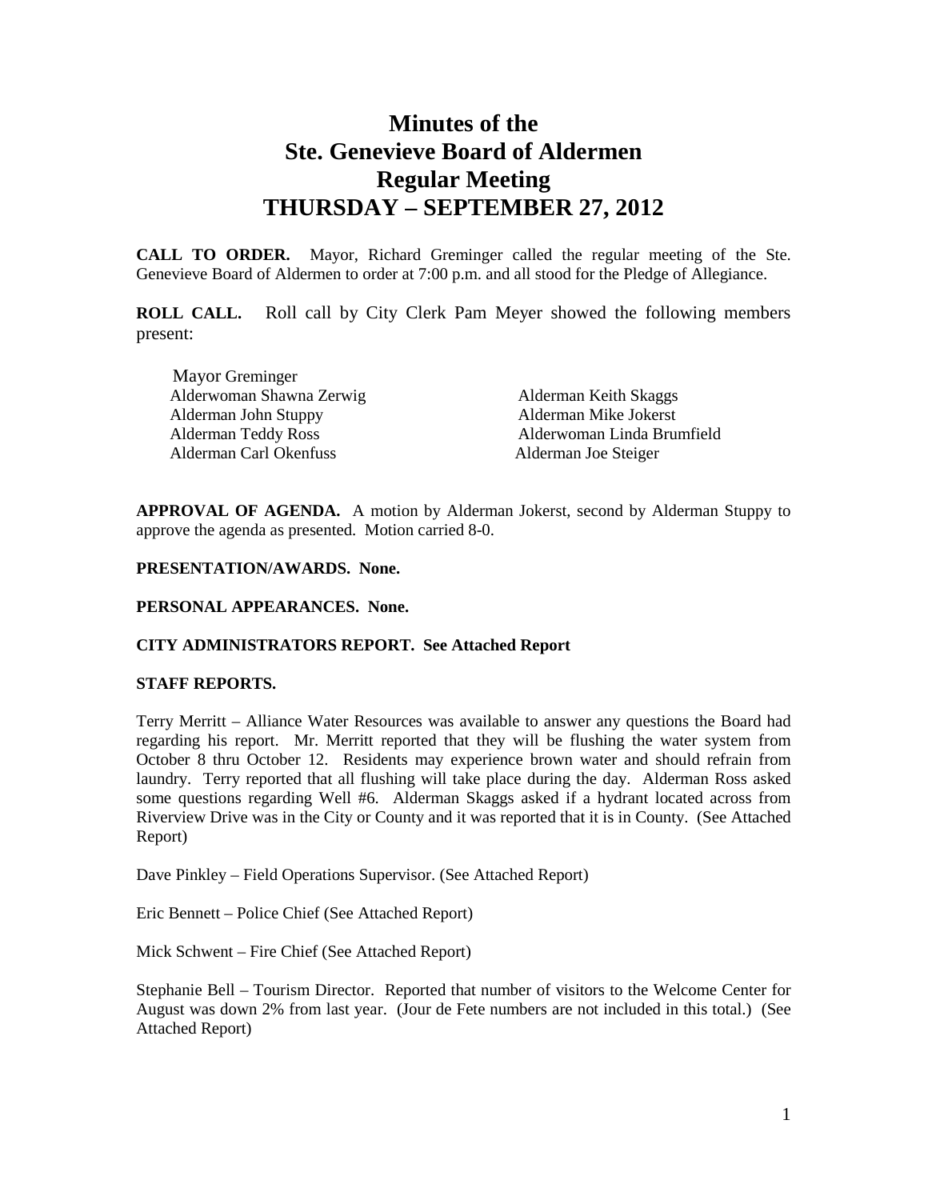# Minutes of the Ste. Genevieve Board of Aldermen Regular Meeting THURSDAY – SEPTEMBER 27, 2012

**CALL TO ORDER.** Mayor, Richard Greminger called the regular meeting of the Ste. Genevieve Board of Aldermen to order at 7:00 p.m. and all stood for the Pledge of Allegiance.

**ROLL CALL.** Roll call by City Clerk Pam Meyer showed the following members present:

Mayor Greminger

| | |
|---|---|
| Alderwoman Shawna Zerwig | Alderman Keith Skaggs |
| Alderman John Stuppy | Alderman Mike Jokerst |
| Alderman Teddy Ross | Alderwoman Linda Brumfield |
| Alderman Carl Okenfuss | Alderman Joe Steiger |

**APPROVAL OF AGENDA.** A motion by Alderman Jokerst, second by Alderman Stuppy to approve the agenda as presented. Motion carried 8-0.

**PRESENTATION/AWARDS. None.**

**PERSONAL APPEARANCES. None.**

**CITY ADMINISTRATORS REPORT. See Attached Report**

**STAFF REPORTS.**

Terry Merritt – Alliance Water Resources was available to answer any questions the Board had regarding his report. Mr. Merritt reported that they will be flushing the water system from October 8 thru October 12. Residents may experience brown water and should refrain from laundry. Terry reported that all flushing will take place during the day. Alderman Ross asked some questions regarding Well #6. Alderman Skaggs asked if a hydrant located across from Riverview Drive was in the City or County and it was reported that it is in County. (See Attached Report)

Dave Pinkley – Field Operations Supervisor. (See Attached Report)

Eric Bennett – Police Chief (See Attached Report)

Mick Schwent – Fire Chief (See Attached Report)

Stephanie Bell – Tourism Director. Reported that number of visitors to the Welcome Center for August was down 2% from last year. (Jour de Fete numbers are not included in this total.) (See Attached Report)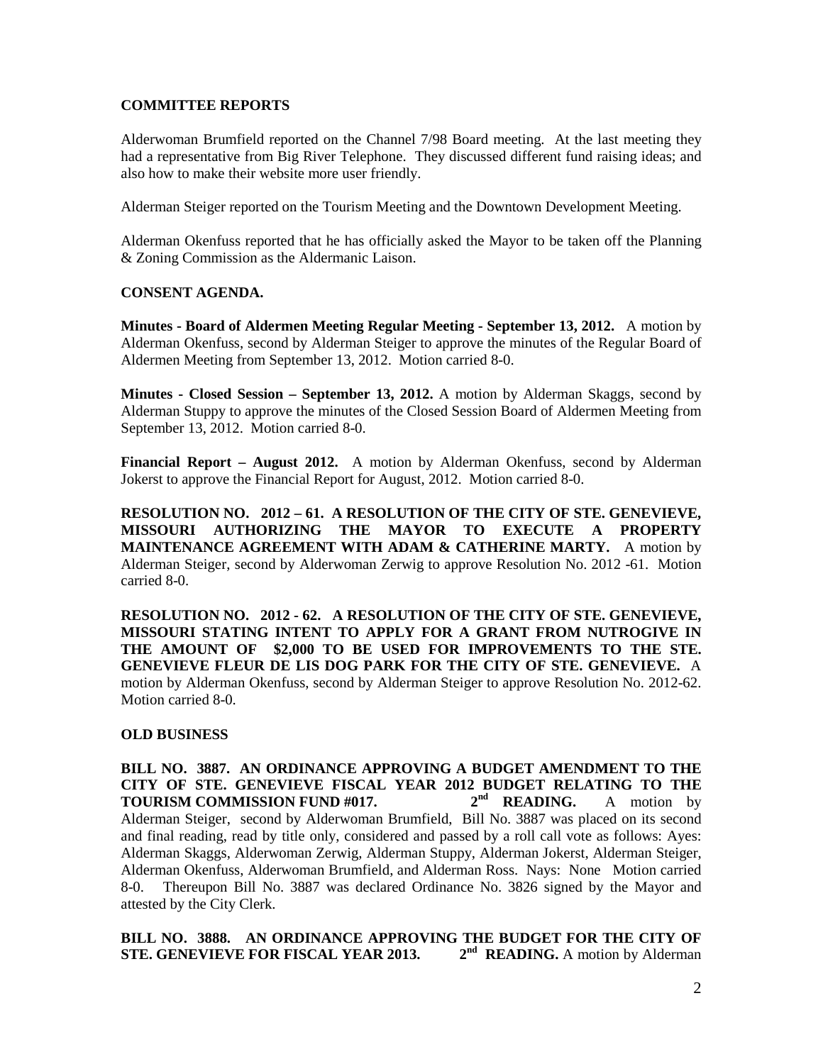## COMMITTEE REPORTS

Alderwoman Brumfield reported on the Channel 7/98 Board meeting. At the last meeting they had a representative from Big River Telephone. They discussed different fund raising ideas; and also how to make their website more user friendly.

Alderman Steiger reported on the Tourism Meeting and the Downtown Development Meeting.

Alderman Okenfuss reported that he has officially asked the Mayor to be taken off the Planning & Zoning Commission as the Aldermanic Laison.

## CONSENT AGENDA.

**Minutes - Board of Aldermen Meeting Regular Meeting - September 13, 2012.** A motion by Alderman Okenfuss, second by Alderman Steiger to approve the minutes of the Regular Board of Aldermen Meeting from September 13, 2012. Motion carried 8-0.

**Minutes - Closed Session – September 13, 2012.** A motion by Alderman Skaggs, second by Alderman Stuppy to approve the minutes of the Closed Session Board of Aldermen Meeting from September 13, 2012. Motion carried 8-0.

**Financial Report – August 2012.** A motion by Alderman Okenfuss, second by Alderman Jokerst to approve the Financial Report for August, 2012. Motion carried 8-0.

**RESOLUTION NO. 2012 – 61. A RESOLUTION OF THE CITY OF STE. GENEVIEVE, MISSOURI AUTHORIZING THE MAYOR TO EXECUTE A PROPERTY MAINTENANCE AGREEMENT WITH ADAM & CATHERINE MARTY.** A motion by Alderman Steiger, second by Alderwoman Zerwig to approve Resolution No. 2012 -61. Motion carried 8-0.

**RESOLUTION NO. 2012 - 62. A RESOLUTION OF THE CITY OF STE. GENEVIEVE, MISSOURI STATING INTENT TO APPLY FOR A GRANT FROM NUTROGIVE IN THE AMOUNT OF $2,000 TO BE USED FOR IMPROVEMENTS TO THE STE. GENEVIEVE FLEUR DE LIS DOG PARK FOR THE CITY OF STE. GENEVIEVE.** A motion by Alderman Okenfuss, second by Alderman Steiger to approve Resolution No. 2012-62. Motion carried 8-0.

## OLD BUSINESS

**BILL NO. 3887. AN ORDINANCE APPROVING A BUDGET AMENDMENT TO THE CITY OF STE. GENEVIEVE FISCAL YEAR 2012 BUDGET RELATING TO THE TOURISM COMMISSION FUND #017. 2nd READING.** A motion by Alderman Steiger, second by Alderwoman Brumfield, Bill No. 3887 was placed on its second and final reading, read by title only, considered and passed by a roll call vote as follows: Ayes: Alderman Skaggs, Alderwoman Zerwig, Alderman Stuppy, Alderman Jokerst, Alderman Steiger, Alderman Okenfuss, Alderwoman Brumfield, and Alderman Ross. Nays: None Motion carried 8-0. Thereupon Bill No. 3887 was declared Ordinance No. 3826 signed by the Mayor and attested by the City Clerk.

**BILL NO. 3888. AN ORDINANCE APPROVING THE BUDGET FOR THE CITY OF STE. GENEVIEVE FOR FISCAL YEAR 2013. 2nd READING.** A motion by Alderman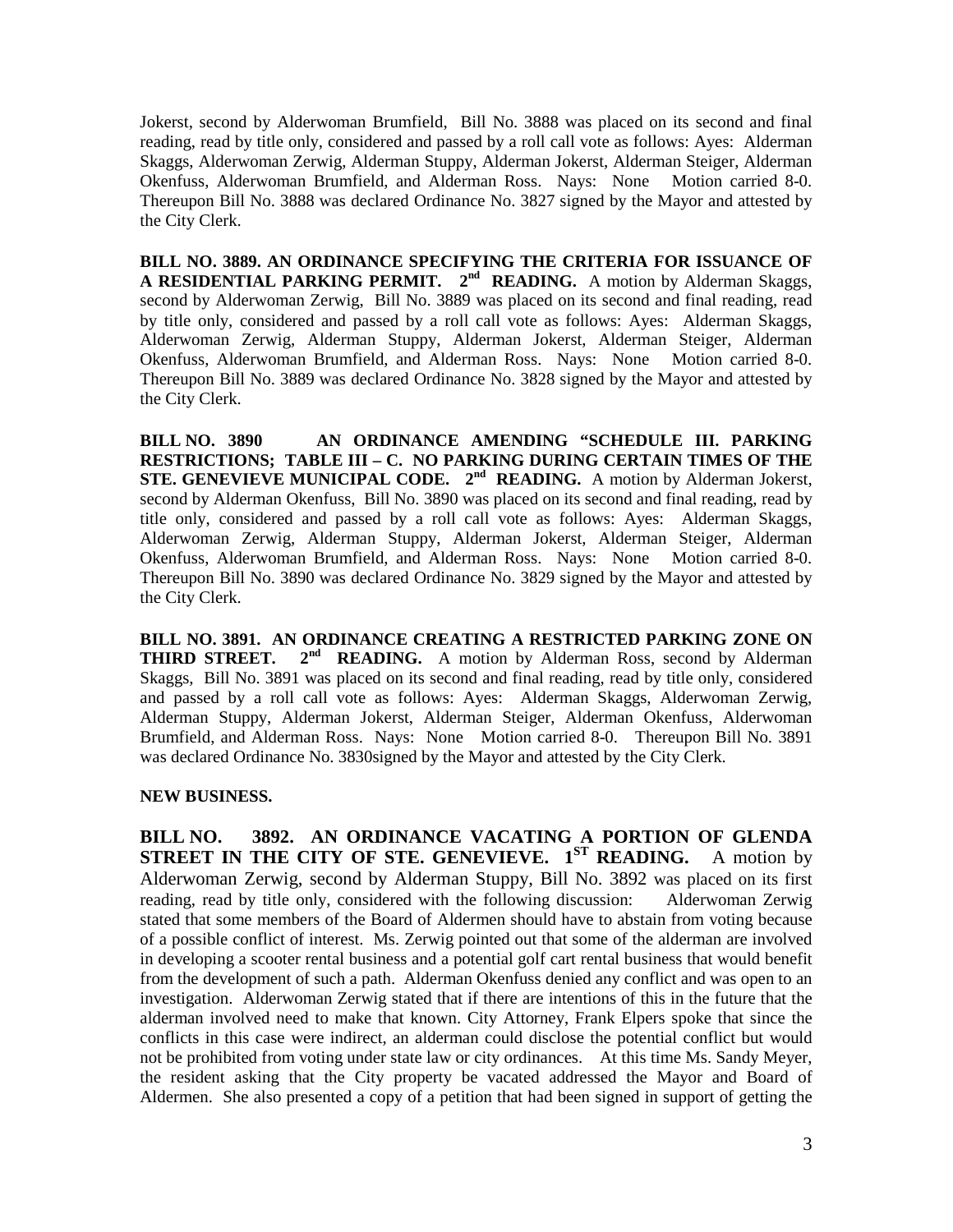Jokerst, second by Alderwoman Brumfield, Bill No. 3888 was placed on its second and final reading, read by title only, considered and passed by a roll call vote as follows: Ayes: Alderman Skaggs, Alderwoman Zerwig, Alderman Stuppy, Alderman Jokerst, Alderman Steiger, Alderman Okenfuss, Alderwoman Brumfield, and Alderman Ross. Nays: None Motion carried 8-0. Thereupon Bill No. 3888 was declared Ordinance No. 3827 signed by the Mayor and attested by the City Clerk.

**BILL NO. 3889. AN ORDINANCE SPECIFYING THE CRITERIA FOR ISSUANCE OF A RESIDENTIAL PARKING PERMIT. 2nd READING.** A motion by Alderman Skaggs, second by Alderwoman Zerwig, Bill No. 3889 was placed on its second and final reading, read by title only, considered and passed by a roll call vote as follows: Ayes: Alderman Skaggs, Alderwoman Zerwig, Alderman Stuppy, Alderman Jokerst, Alderman Steiger, Alderman Okenfuss, Alderwoman Brumfield, and Alderman Ross. Nays: None Motion carried 8-0. Thereupon Bill No. 3889 was declared Ordinance No. 3828 signed by the Mayor and attested by the City Clerk.

**BILL NO. 3890 AN ORDINANCE AMENDING "SCHEDULE III. PARKING RESTRICTIONS; TABLE III – C. NO PARKING DURING CERTAIN TIMES OF THE STE. GENEVIEVE MUNICIPAL CODE. 2nd READING.** A motion by Alderman Jokerst, second by Alderman Okenfuss, Bill No. 3890 was placed on its second and final reading, read by title only, considered and passed by a roll call vote as follows: Ayes: Alderman Skaggs, Alderwoman Zerwig, Alderman Stuppy, Alderman Jokerst, Alderman Steiger, Alderman Okenfuss, Alderwoman Brumfield, and Alderman Ross. Nays: None Motion carried 8-0. Thereupon Bill No. 3890 was declared Ordinance No. 3829 signed by the Mayor and attested by the City Clerk.

**BILL NO. 3891. AN ORDINANCE CREATING A RESTRICTED PARKING ZONE ON THIRD STREET. 2nd READING.** A motion by Alderman Ross, second by Alderman Skaggs, Bill No. 3891 was placed on its second and final reading, read by title only, considered and passed by a roll call vote as follows: Ayes: Alderman Skaggs, Alderwoman Zerwig, Alderman Stuppy, Alderman Jokerst, Alderman Steiger, Alderman Okenfuss, Alderwoman Brumfield, and Alderman Ross. Nays: None Motion carried 8-0. Thereupon Bill No. 3891 was declared Ordinance No. 3830signed by the Mayor and attested by the City Clerk.

**NEW BUSINESS.**

**BILL NO. 3892. AN ORDINANCE VACATING A PORTION OF GLENDA STREET IN THE CITY OF STE. GENEVIEVE. 1ST READING.** A motion by Alderwoman Zerwig, second by Alderman Stuppy, Bill No. 3892 was placed on its first reading, read by title only, considered with the following discussion: Alderwoman Zerwig stated that some members of the Board of Aldermen should have to abstain from voting because of a possible conflict of interest. Ms. Zerwig pointed out that some of the alderman are involved in developing a scooter rental business and a potential golf cart rental business that would benefit from the development of such a path. Alderman Okenfuss denied any conflict and was open to an investigation. Alderwoman Zerwig stated that if there are intentions of this in the future that the alderman involved need to make that known. City Attorney, Frank Elpers spoke that since the conflicts in this case were indirect, an alderman could disclose the potential conflict but would not be prohibited from voting under state law or city ordinances. At this time Ms. Sandy Meyer, the resident asking that the City property be vacated addressed the Mayor and Board of Aldermen. She also presented a copy of a petition that had been signed in support of getting the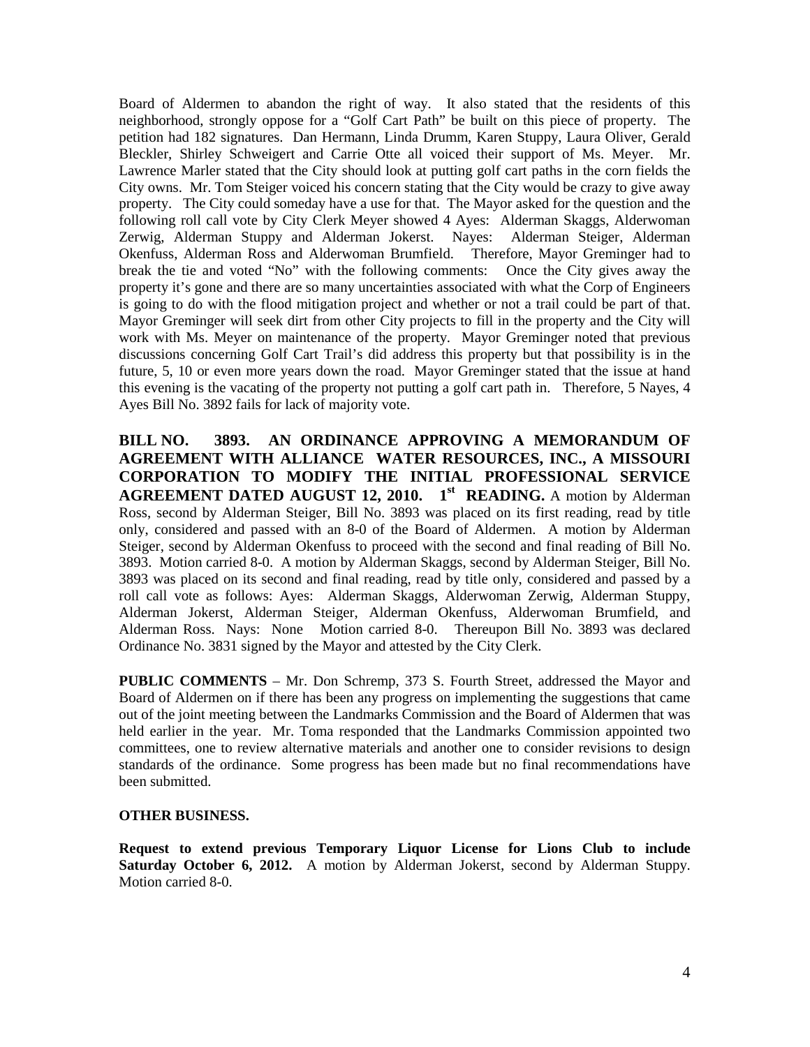Board of Aldermen to abandon the right of way. It also stated that the residents of this neighborhood, strongly oppose for a "Golf Cart Path" be built on this piece of property. The petition had 182 signatures. Dan Hermann, Linda Drumm, Karen Stuppy, Laura Oliver, Gerald Bleckler, Shirley Schweigert and Carrie Otte all voiced their support of Ms. Meyer. Mr. Lawrence Marler stated that the City should look at putting golf cart paths in the corn fields the City owns. Mr. Tom Steiger voiced his concern stating that the City would be crazy to give away property. The City could someday have a use for that. The Mayor asked for the question and the following roll call vote by City Clerk Meyer showed 4 Ayes: Alderman Skaggs, Alderwoman Zerwig, Alderman Stuppy and Alderman Jokerst. Nayes: Alderman Steiger, Alderman Okenfuss, Alderman Ross and Alderwoman Brumfield. Therefore, Mayor Greminger had to break the tie and voted "No" with the following comments: Once the City gives away the property it's gone and there are so many uncertainties associated with what the Corp of Engineers is going to do with the flood mitigation project and whether or not a trail could be part of that. Mayor Greminger will seek dirt from other City projects to fill in the property and the City will work with Ms. Meyer on maintenance of the property. Mayor Greminger noted that previous discussions concerning Golf Cart Trail's did address this property but that possibility is in the future, 5, 10 or even more years down the road. Mayor Greminger stated that the issue at hand this evening is the vacating of the property not putting a golf cart path in. Therefore, 5 Nayes, 4 Ayes Bill No. 3892 fails for lack of majority vote.

**BILL NO. 3893. AN ORDINANCE APPROVING A MEMORANDUM OF AGREEMENT WITH ALLIANCE WATER RESOURCES, INC., A MISSOURI CORPORATION TO MODIFY THE INITIAL PROFESSIONAL SERVICE AGREEMENT DATED AUGUST 12, 2010. 1st READING.** A motion by Alderman Ross, second by Alderman Steiger, Bill No. 3893 was placed on its first reading, read by title only, considered and passed with an 8-0 of the Board of Aldermen. A motion by Alderman Steiger, second by Alderman Okenfuss to proceed with the second and final reading of Bill No. 3893. Motion carried 8-0. A motion by Alderman Skaggs, second by Alderman Steiger, Bill No. 3893 was placed on its second and final reading, read by title only, considered and passed by a roll call vote as follows: Ayes: Alderman Skaggs, Alderwoman Zerwig, Alderman Stuppy, Alderman Jokerst, Alderman Steiger, Alderman Okenfuss, Alderwoman Brumfield, and Alderman Ross. Nays: None Motion carried 8-0. Thereupon Bill No. 3893 was declared Ordinance No. 3831 signed by the Mayor and attested by the City Clerk.

**PUBLIC COMMENTS** – Mr. Don Schremp, 373 S. Fourth Street, addressed the Mayor and Board of Aldermen on if there has been any progress on implementing the suggestions that came out of the joint meeting between the Landmarks Commission and the Board of Aldermen that was held earlier in the year. Mr. Toma responded that the Landmarks Commission appointed two committees, one to review alternative materials and another one to consider revisions to design standards of the ordinance. Some progress has been made but no final recommendations have been submitted.

**OTHER BUSINESS.**

**Request to extend previous Temporary Liquor License for Lions Club to include Saturday October 6, 2012.** A motion by Alderman Jokerst, second by Alderman Stuppy. Motion carried 8-0.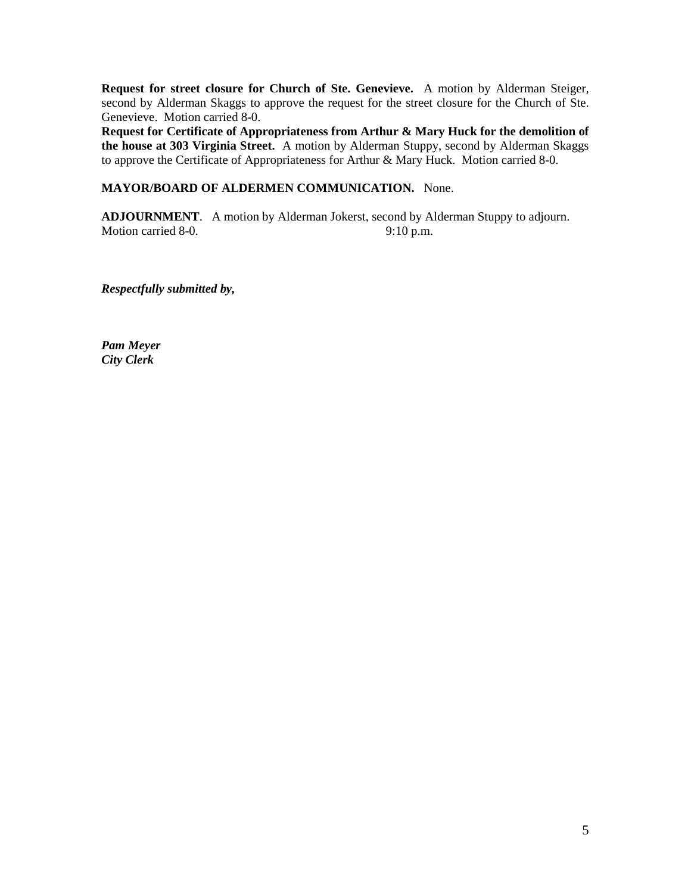**Request for street closure for Church of Ste. Genevieve.** A motion by Alderman Steiger, second by Alderman Skaggs to approve the request for the street closure for the Church of Ste. Genevieve. Motion carried 8-0.

**Request for Certificate of Appropriateness from Arthur & Mary Huck for the demolition of the house at 303 Virginia Street.** A motion by Alderman Stuppy, second by Alderman Skaggs to approve the Certificate of Appropriateness for Arthur & Mary Huck. Motion carried 8-0.

**MAYOR/BOARD OF ALDERMEN COMMUNICATION.** None.

**ADJOURNMENT**. A motion by Alderman Jokerst, second by Alderman Stuppy to adjourn. Motion carried 8-0. 9:10 p.m.

***Respectfully submitted by,***

***Pam Meyer***
***City Clerk***